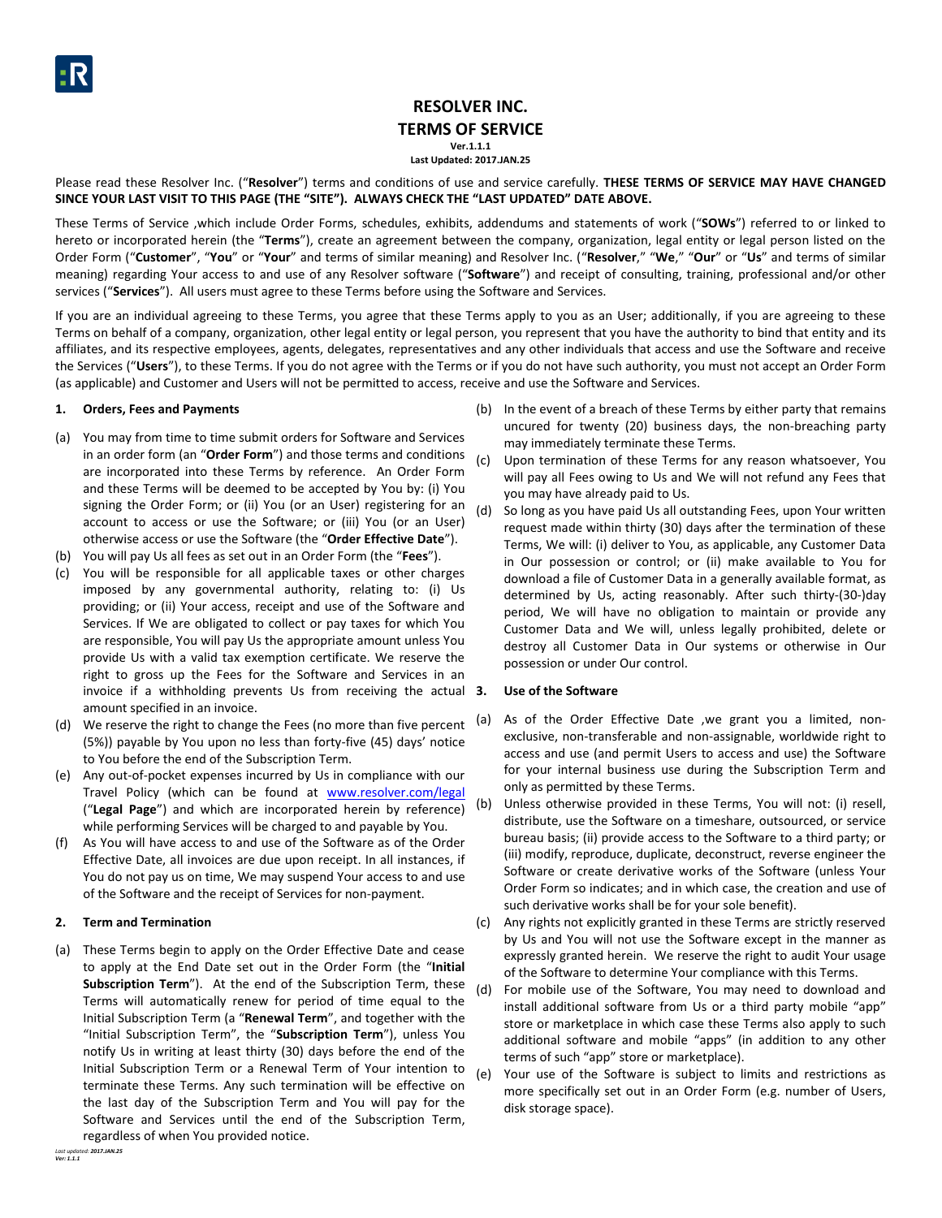# RESOLVER INC.
# TERMS OF SERVICE

**Ver.1.1.1**
**Last Updated: 2017.JAN.25**

Please read these Resolver Inc. ("**Resolver**") terms and conditions of use and service carefully. **THESE TERMS OF SERVICE MAY HAVE CHANGED SINCE YOUR LAST VISIT TO THIS PAGE (THE "SITE"). ALWAYS CHECK THE "LAST UPDATED" DATE ABOVE.**

These Terms of Service ,which include Order Forms, schedules, exhibits, addendums and statements of work ("**SOWs**") referred to or linked to hereto or incorporated herein (the "**Terms**"), create an agreement between the company, organization, legal entity or legal person listed on the Order Form ("**Customer**", "**You**" or "**Your**" and terms of similar meaning) and Resolver Inc. ("**Resolver**," "**We**," "**Our**" or "**Us**" and terms of similar meaning) regarding Your access to and use of any Resolver software ("**Software**") and receipt of consulting, training, professional and/or other services ("**Services**"). All users must agree to these Terms before using the Software and Services.

If you are an individual agreeing to these Terms, you agree that these Terms apply to you as an User; additionally, if you are agreeing to these Terms on behalf of a company, organization, other legal entity or legal person, you represent that you have the authority to bind that entity and its affiliates, and its respective employees, agents, delegates, representatives and any other individuals that access and use the Software and receive the Services ("**Users**"), to these Terms. If you do not agree with the Terms or if you do not have such authority, you must not accept an Order Form (as applicable) and Customer and Users will not be permitted to access, receive and use the Software and Services.

## 1. Orders, Fees and Payments

(a) You may from time to time submit orders for Software and Services in an order form (an "**Order Form**") and those terms and conditions are incorporated into these Terms by reference. An Order Form and these Terms will be deemed to be accepted by You by: (i) You signing the Order Form; or (ii) You (or an User) registering for an account to access or use the Software; or (iii) You (or an User) otherwise access or use the Software (the "**Order Effective Date**").

(b) You will pay Us all fees as set out in an Order Form (the "**Fees**").

(c) You will be responsible for all applicable taxes or other charges imposed by any governmental authority, relating to: (i) Us providing; or (ii) Your access, receipt and use of the Software and Services. If We are obligated to collect or pay taxes for which You are responsible, You will pay Us the appropriate amount unless You provide Us with a valid tax exemption certificate. We reserve the right to gross up the Fees for the Software and Services in an invoice if a withholding prevents Us from receiving the actual amount specified in an invoice.

(d) We reserve the right to change the Fees (no more than five percent (5%)) payable by You upon no less than forty-five (45) days' notice to You before the end of the Subscription Term.

(e) Any out-of-pocket expenses incurred by Us in compliance with our Travel Policy (which can be found at www.resolver.com/legal ("**Legal Page**") and which are incorporated herein by reference) while performing Services will be charged to and payable by You.

(f) As You will have access to and use of the Software as of the Order Effective Date, all invoices are due upon receipt. In all instances, if You do not pay us on time, We may suspend Your access to and use of the Software and the receipt of Services for non-payment.

## 2. Term and Termination

(a) These Terms begin to apply on the Order Effective Date and cease to apply at the End Date set out in the Order Form (the "**Initial Subscription Term**"). At the end of the Subscription Term, these Terms will automatically renew for period of time equal to the Initial Subscription Term (a "**Renewal Term**", and together with the "Initial Subscription Term", the "**Subscription Term**"), unless You notify Us in writing at least thirty (30) days before the end of the Initial Subscription Term or a Renewal Term of Your intention to terminate these Terms. Any such termination will be effective on the last day of the Subscription Term and You will pay for the Software and Services until the end of the Subscription Term, regardless of when You provided notice.

(b) In the event of a breach of these Terms by either party that remains uncured for twenty (20) business days, the non-breaching party may immediately terminate these Terms.

(c) Upon termination of these Terms for any reason whatsoever, You will pay all Fees owing to Us and We will not refund any Fees that you may have already paid to Us.

(d) So long as you have paid Us all outstanding Fees, upon Your written request made within thirty (30) days after the termination of these Terms, We will: (i) deliver to You, as applicable, any Customer Data in Our possession or control; or (ii) make available to You for download a file of Customer Data in a generally available format, as determined by Us, acting reasonably. After such thirty-(30-)day period, We will have no obligation to maintain or provide any Customer Data and We will, unless legally prohibited, delete or destroy all Customer Data in Our systems or otherwise in Our possession or under Our control.

## 3. Use of the Software

(a) As of the Order Effective Date ,we grant you a limited, non-exclusive, non-transferable and non-assignable, worldwide right to access and use (and permit Users to access and use) the Software for your internal business use during the Subscription Term and only as permitted by these Terms.

(b) Unless otherwise provided in these Terms, You will not: (i) resell, distribute, use the Software on a timeshare, outsourced, or service bureau basis; (ii) provide access to the Software to a third party; or (iii) modify, reproduce, duplicate, deconstruct, reverse engineer the Software or create derivative works of the Software (unless Your Order Form so indicates; and in which case, the creation and use of such derivative works shall be for your sole benefit).

(c) Any rights not explicitly granted in these Terms are strictly reserved by Us and You will not use the Software except in the manner as expressly granted herein. We reserve the right to audit Your usage of the Software to determine Your compliance with this Terms.

(d) For mobile use of the Software, You may need to download and install additional software from Us or a third party mobile "app" store or marketplace in which case these Terms also apply to such additional software and mobile "apps" (in addition to any other terms of such "app" store or marketplace).

(e) Your use of the Software is subject to limits and restrictions as more specifically set out in an Order Form (e.g. number of Users, disk storage space).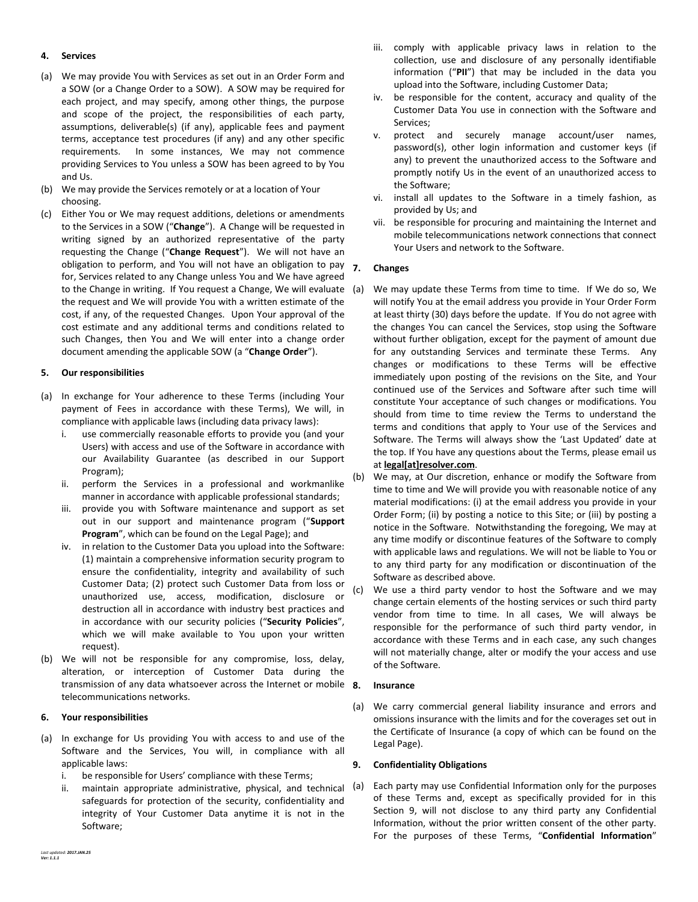## 4. Services

(a) We may provide You with Services as set out in an Order Form and a SOW (or a Change Order to a SOW). A SOW may be required for each project, and may specify, among other things, the purpose and scope of the project, the responsibilities of each party, assumptions, deliverable(s) (if any), applicable fees and payment terms, acceptance test procedures (if any) and any other specific requirements. In some instances, We may not commence providing Services to You unless a SOW has been agreed to by You and Us.

(b) We may provide the Services remotely or at a location of Your choosing.

(c) Either You or We may request additions, deletions or amendments to the Services in a SOW ("**Change**"). A Change will be requested in writing signed by an authorized representative of the party requesting the Change ("**Change Request**"). We will not have an obligation to perform, and You will not have an obligation to pay for, Services related to any Change unless You and We have agreed to the Change in writing. If You request a Change, We will evaluate the request and We will provide You with a written estimate of the cost, if any, of the requested Changes. Upon Your approval of the cost estimate and any additional terms and conditions related to such Changes, then You and We will enter into a change order document amending the applicable SOW (a "**Change Order**").

## 5. Our responsibilities

(a) In exchange for Your adherence to these Terms (including Your payment of Fees in accordance with these Terms), We will, in compliance with applicable laws (including data privacy laws):

   i. use commercially reasonable efforts to provide you (and your Users) with access and use of the Software in accordance with our Availability Guarantee (as described in our Support Program);

   ii. perform the Services in a professional and workmanlike manner in accordance with applicable professional standards;

   iii. provide you with Software maintenance and support as set out in our support and maintenance program ("**Support Program**", which can be found on the Legal Page); and

   iv. in relation to the Customer Data you upload into the Software: (1) maintain a comprehensive information security program to ensure the confidentiality, integrity and availability of such Customer Data; (2) protect such Customer Data from loss or unauthorized use, access, modification, disclosure or destruction all in accordance with industry best practices and in accordance with our security policies ("**Security Policies**", which we will make available to You upon your written request).

(b) We will not be responsible for any compromise, loss, delay, alteration, or interception of Customer Data during the transmission of any data whatsoever across the Internet or mobile telecommunications networks.

## 6. Your responsibilities

(a) In exchange for Us providing You with access to and use of the Software and the Services, You will, in compliance with all applicable laws:

   i. be responsible for Users' compliance with these Terms;

   ii. maintain appropriate administrative, physical, and technical safeguards for protection of the security, confidentiality and integrity of Your Customer Data anytime it is not in the Software;

   iii. comply with applicable privacy laws in relation to the collection, use and disclosure of any personally identifiable information ("**PII**") that may be included in the data you upload into the Software, including Customer Data;

   iv. be responsible for the content, accuracy and quality of the Customer Data You use in connection with the Software and Services;

   v. protect and securely manage account/user names, password(s), other login information and customer keys (if any) to prevent the unauthorized access to the Software and promptly notify Us in the event of an unauthorized access to the Software;

   vi. install all updates to the Software in a timely fashion, as provided by Us; and

   vii. be responsible for procuring and maintaining the Internet and mobile telecommunications network connections that connect Your Users and network to the Software.

## 7. Changes

(a) We may update these Terms from time to time. If We do so, We will notify You at the email address you provide in Your Order Form at least thirty (30) days before the update. If You do not agree with the changes You can cancel the Services, stop using the Software without further obligation, except for the payment of amount due for any outstanding Services and terminate these Terms. Any changes or modifications to these Terms will be effective immediately upon posting of the revisions on the Site, and Your continued use of the Services and Software after such time will constitute Your acceptance of such changes or modifications. You should from time to time review the Terms to understand the terms and conditions that apply to Your use of the Services and Software. The Terms will always show the 'Last Updated' date at the top. If You have any questions about the Terms, please email us at **legal[at]resolver.com**.

(b) We may, at Our discretion, enhance or modify the Software from time to time and We will provide you with reasonable notice of any material modifications: (i) at the email address you provide in your Order Form; (ii) by posting a notice to this Site; or (iii) by posting a notice in the Software. Notwithstanding the foregoing, We may at any time modify or discontinue features of the Software to comply with applicable laws and regulations. We will not be liable to You or to any third party for any modification or discontinuation of the Software as described above.

(c) We use a third party vendor to host the Software and we may change certain elements of the hosting services or such third party vendor from time to time. In all cases, We will always be responsible for the performance of such third party vendor, in accordance with these Terms and in each case, any such changes will not materially change, alter or modify the your access and use of the Software.

## 8. Insurance

(a) We carry commercial general liability insurance and errors and omissions insurance with the limits and for the coverages set out in the Certificate of Insurance (a copy of which can be found on the Legal Page).

## 9. Confidentiality Obligations

(a) Each party may use Confidential Information only for the purposes of these Terms and, except as specifically provided for in this Section 9, will not disclose to any third party any Confidential Information, without the prior written consent of the other party. For the purposes of these Terms, "**Confidential Information**"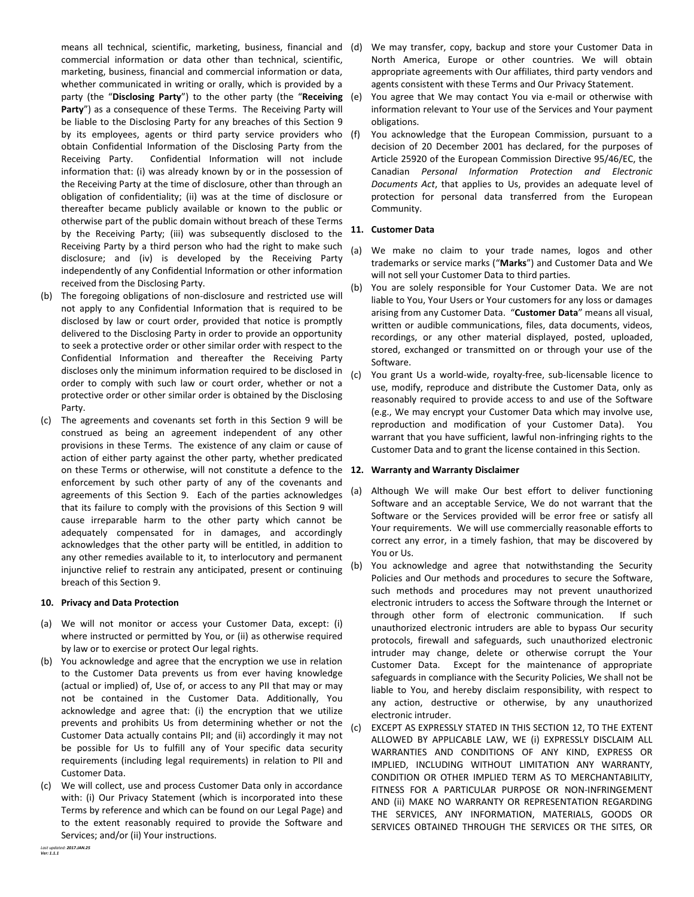means all technical, scientific, marketing, business, financial and commercial information or data other than technical, scientific, marketing, business, financial and commercial information or data, whether communicated in writing or orally, which is provided by a party (the "**Disclosing Party**") to the other party (the "**Receiving Party**") as a consequence of these Terms. The Receiving Party will be liable to the Disclosing Party for any breaches of this Section 9 by its employees, agents or third party service providers who obtain Confidential Information of the Disclosing Party from the Receiving Party. Confidential Information will not include information that: (i) was already known by or in the possession of the Receiving Party at the time of disclosure, other than through an obligation of confidentiality; (ii) was at the time of disclosure or thereafter became publicly available or known to the public or otherwise part of the public domain without breach of these Terms by the Receiving Party; (iii) was subsequently disclosed to the Receiving Party by a third person who had the right to make such disclosure; and (iv) is developed by the Receiving Party independently of any Confidential Information or other information received from the Disclosing Party.

(b) The foregoing obligations of non-disclosure and restricted use will not apply to any Confidential Information that is required to be disclosed by law or court order, provided that notice is promptly delivered to the Disclosing Party in order to provide an opportunity to seek a protective order or other similar order with respect to the Confidential Information and thereafter the Receiving Party discloses only the minimum information required to be disclosed in order to comply with such law or court order, whether or not a protective order or other similar order is obtained by the Disclosing Party.

(c) The agreements and covenants set forth in this Section 9 will be construed as being an agreement independent of any other provisions in these Terms. The existence of any claim or cause of action of either party against the other party, whether predicated on these Terms or otherwise, will not constitute a defence to the enforcement by such other party of any of the covenants and agreements of this Section 9. Each of the parties acknowledges that its failure to comply with the provisions of this Section 9 will cause irreparable harm to the other party which cannot be adequately compensated for in damages, and accordingly acknowledges that the other party will be entitled, in addition to any other remedies available to it, to interlocutory and permanent injunctive relief to restrain any anticipated, present or continuing breach of this Section 9.

**10. Privacy and Data Protection**

(a) We will not monitor or access your Customer Data, except: (i) where instructed or permitted by You, or (ii) as otherwise required by law or to exercise or protect Our legal rights.

(b) You acknowledge and agree that the encryption we use in relation to the Customer Data prevents us from ever having knowledge (actual or implied) of, Use of, or access to any PII that may or may not be contained in the Customer Data. Additionally, You acknowledge and agree that: (i) the encryption that we utilize prevents and prohibits Us from determining whether or not the Customer Data actually contains PII; and (ii) accordingly it may not be possible for Us to fulfill any of Your specific data security requirements (including legal requirements) in relation to PII and Customer Data.

(c) We will collect, use and process Customer Data only in accordance with: (i) Our Privacy Statement (which is incorporated into these Terms by reference and which can be found on our Legal Page) and to the extent reasonably required to provide the Software and Services; and/or (ii) Your instructions.

(d) We may transfer, copy, backup and store your Customer Data in North America, Europe or other countries. We will obtain appropriate agreements with Our affiliates, third party vendors and agents consistent with these Terms and Our Privacy Statement.

(e) You agree that We may contact You via e-mail or otherwise with information relevant to Your use of the Services and Your payment obligations.

(f) You acknowledge that the European Commission, pursuant to a decision of 20 December 2001 has declared, for the purposes of Article 25920 of the European Commission Directive 95/46/EC, the Canadian *Personal Information Protection and Electronic Documents Act*, that applies to Us, provides an adequate level of protection for personal data transferred from the European Community.

**11. Customer Data**

(a) We make no claim to your trade names, logos and other trademarks or service marks ("**Marks**") and Customer Data and We will not sell your Customer Data to third parties.

(b) You are solely responsible for Your Customer Data. We are not liable to You, Your Users or Your customers for any loss or damages arising from any Customer Data. "**Customer Data**" means all visual, written or audible communications, files, data documents, videos, recordings, or any other material displayed, posted, uploaded, stored, exchanged or transmitted on or through your use of the Software.

(c) You grant Us a world-wide, royalty-free, sub-licensable licence to use, modify, reproduce and distribute the Customer Data, only as reasonably required to provide access to and use of the Software (e.g., We may encrypt your Customer Data which may involve use, reproduction and modification of your Customer Data). You warrant that you have sufficient, lawful non-infringing rights to the Customer Data and to grant the license contained in this Section.

**12. Warranty and Warranty Disclaimer**

(a) Although We will make Our best effort to deliver functioning Software and an acceptable Service, We do not warrant that the Software or the Services provided will be error free or satisfy all Your requirements. We will use commercially reasonable efforts to correct any error, in a timely fashion, that may be discovered by You or Us.

(b) You acknowledge and agree that notwithstanding the Security Policies and Our methods and procedures to secure the Software, such methods and procedures may not prevent unauthorized electronic intruders to access the Software through the Internet or through other form of electronic communication. If such unauthorized electronic intruders are able to bypass Our security protocols, firewall and safeguards, such unauthorized electronic intruder may change, delete or otherwise corrupt the Your Customer Data. Except for the maintenance of appropriate safeguards in compliance with the Security Policies, We shall not be liable to You, and hereby disclaim responsibility, with respect to any action, destructive or otherwise, by any unauthorized electronic intruder.

(c) EXCEPT AS EXPRESSLY STATED IN THIS SECTION 12, TO THE EXTENT ALLOWED BY APPLICABLE LAW, WE (i) EXPRESSLY DISCLAIM ALL WARRANTIES AND CONDITIONS OF ANY KIND, EXPRESS OR IMPLIED, INCLUDING WITHOUT LIMITATION ANY WARRANTY, CONDITION OR OTHER IMPLIED TERM AS TO MERCHANTABILITY, FITNESS FOR A PARTICULAR PURPOSE OR NON-INFRINGEMENT AND (ii) MAKE NO WARRANTY OR REPRESENTATION REGARDING THE SERVICES, ANY INFORMATION, MATERIALS, GOODS OR SERVICES OBTAINED THROUGH THE SERVICES OR THE SITES, OR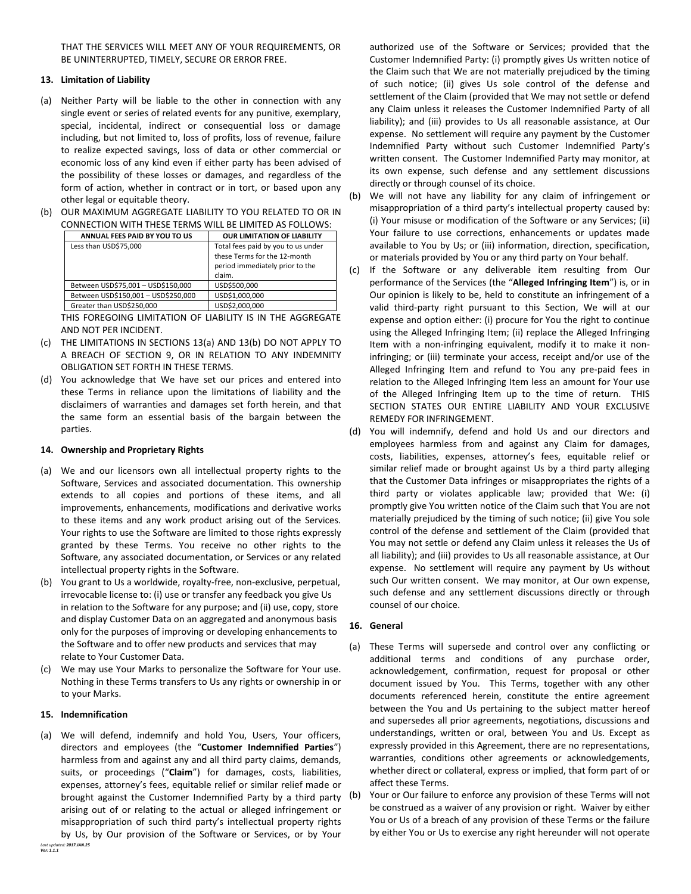THAT THE SERVICES WILL MEET ANY OF YOUR REQUIREMENTS, OR BE UNINTERRUPTED, TIMELY, SECURE OR ERROR FREE.

**13. Limitation of Liability**

(a) Neither Party will be liable to the other in connection with any single event or series of related events for any punitive, exemplary, special, incidental, indirect or consequential loss or damage including, but not limited to, loss of profits, loss of revenue, failure to realize expected savings, loss of data or other commercial or economic loss of any kind even if either party has been advised of the possibility of these losses or damages, and regardless of the form of action, whether in contract or in tort, or based upon any other legal or equitable theory.

(b) OUR MAXIMUM AGGREGATE LIABILITY TO YOU RELATED TO OR IN CONNECTION WITH THESE TERMS WILL BE LIMITED AS FOLLOWS:

| ANNUAL FEES PAID BY YOU TO US | OUR LIMITATION OF LIABILITY |
| --- | --- |
| Less than USD$75,000 | Total fees paid by you to us under these Terms for the 12-month period immediately prior to the claim. |
| Between USD$75,001 – USD$150,000 | USD$500,000 |
| Between USD$150,001 – USD$250,000 | USD$1,000,000 |
| Greater than USD$250,000 | USD$2,000,000 |

THIS FOREGOING LIMITATION OF LIABILITY IS IN THE AGGREGATE AND NOT PER INCIDENT.

(c) THE LIMITATIONS IN SECTIONS 13(a) AND 13(b) DO NOT APPLY TO A BREACH OF SECTION 9, OR IN RELATION TO ANY INDEMNITY OBLIGATION SET FORTH IN THESE TERMS.

(d) You acknowledge that We have set our prices and entered into these Terms in reliance upon the limitations of liability and the disclaimers of warranties and damages set forth herein, and that the same form an essential basis of the bargain between the parties.

**14. Ownership and Proprietary Rights**

(a) We and our licensors own all intellectual property rights to the Software, Services and associated documentation. This ownership extends to all copies and portions of these items, and all improvements, enhancements, modifications and derivative works to these items and any work product arising out of the Services. Your rights to use the Software are limited to those rights expressly granted by these Terms. You receive no other rights to the Software, any associated documentation, or Services or any related intellectual property rights in the Software.

(b) You grant to Us a worldwide, royalty-free, non-exclusive, perpetual, irrevocable license to: (i) use or transfer any feedback you give Us in relation to the Software for any purpose; and (ii) use, copy, store and display Customer Data on an aggregated and anonymous basis only for the purposes of improving or developing enhancements to the Software and to offer new products and services that may relate to Your Customer Data.

(c) We may use Your Marks to personalize the Software for Your use. Nothing in these Terms transfers to Us any rights or ownership in or to your Marks.

**15. Indemnification**

(a) We will defend, indemnify and hold You, Users, Your officers, directors and employees (the "**Customer Indemnified Parties**") harmless from and against any and all third party claims, demands, suits, or proceedings ("**Claim**") for damages, costs, liabilities, expenses, attorney's fees, equitable relief or similar relief made or brought against the Customer Indemnified Party by a third party arising out of or relating to the actual or alleged infringement or misappropriation of such third party's intellectual property rights by Us, by Our provision of the Software or Services, or by Your authorized use of the Software or Services; provided that the Customer Indemnified Party: (i) promptly gives Us written notice of the Claim such that We are not materially prejudiced by the timing of such notice; (ii) gives Us sole control of the defense and settlement of the Claim (provided that We may not settle or defend any Claim unless it releases the Customer Indemnified Party of all liability); and (iii) provides to Us all reasonable assistance, at Our expense. No settlement will require any payment by the Customer Indemnified Party without such Customer Indemnified Party's written consent. The Customer Indemnified Party may monitor, at its own expense, such defense and any settlement discussions directly or through counsel of its choice.

(b) We will not have any liability for any claim of infringement or misappropriation of a third party's intellectual property caused by: (i) Your misuse or modification of the Software or any Services; (ii) Your failure to use corrections, enhancements or updates made available to You by Us; or (iii) information, direction, specification, or materials provided by You or any third party on Your behalf.

(c) If the Software or any deliverable item resulting from Our performance of the Services (the "**Alleged Infringing Item**") is, or in Our opinion is likely to be, held to constitute an infringement of a valid third-party right pursuant to this Section, We will at our expense and option either: (i) procure for You the right to continue using the Alleged Infringing Item; (ii) replace the Alleged Infringing Item with a non-infringing equivalent, modify it to make it non-infringing; or (iii) terminate your access, receipt and/or use of the Alleged Infringing Item and refund to You any pre-paid fees in relation to the Alleged Infringing Item less an amount for Your use of the Alleged Infringing Item up to the time of return. THIS SECTION STATES OUR ENTIRE LIABILITY AND YOUR EXCLUSIVE REMEDY FOR INFRINGEMENT.

(d) You will indemnify, defend and hold Us and our directors and employees harmless from and against any Claim for damages, costs, liabilities, expenses, attorney's fees, equitable relief or similar relief made or brought against Us by a third party alleging that the Customer Data infringes or misappropriates the rights of a third party or violates applicable law; provided that We: (i) promptly give You written notice of the Claim such that You are not materially prejudiced by the timing of such notice; (ii) give You sole control of the defense and settlement of the Claim (provided that You may not settle or defend any Claim unless it releases the Us of all liability); and (iii) provides to Us all reasonable assistance, at Our expense. No settlement will require any payment by Us without such Our written consent. We may monitor, at Our own expense, such defense and any settlement discussions directly or through counsel of our choice.

**16. General**

(a) These Terms will supersede and control over any conflicting or additional terms and conditions of any purchase order, acknowledgement, confirmation, request for proposal or other document issued by You. This Terms, together with any other documents referenced herein, constitute the entire agreement between the You and Us pertaining to the subject matter hereof and supersedes all prior agreements, negotiations, discussions and understandings, written or oral, between You and Us. Except as expressly provided in this Agreement, there are no representations, warranties, conditions other agreements or acknowledgements, whether direct or collateral, express or implied, that form part of or affect these Terms.

(b) Your or Our failure to enforce any provision of these Terms will not be construed as a waiver of any provision or right. Waiver by either You or Us of a breach of any provision of these Terms or the failure by either You or Us to exercise any right hereunder will not operate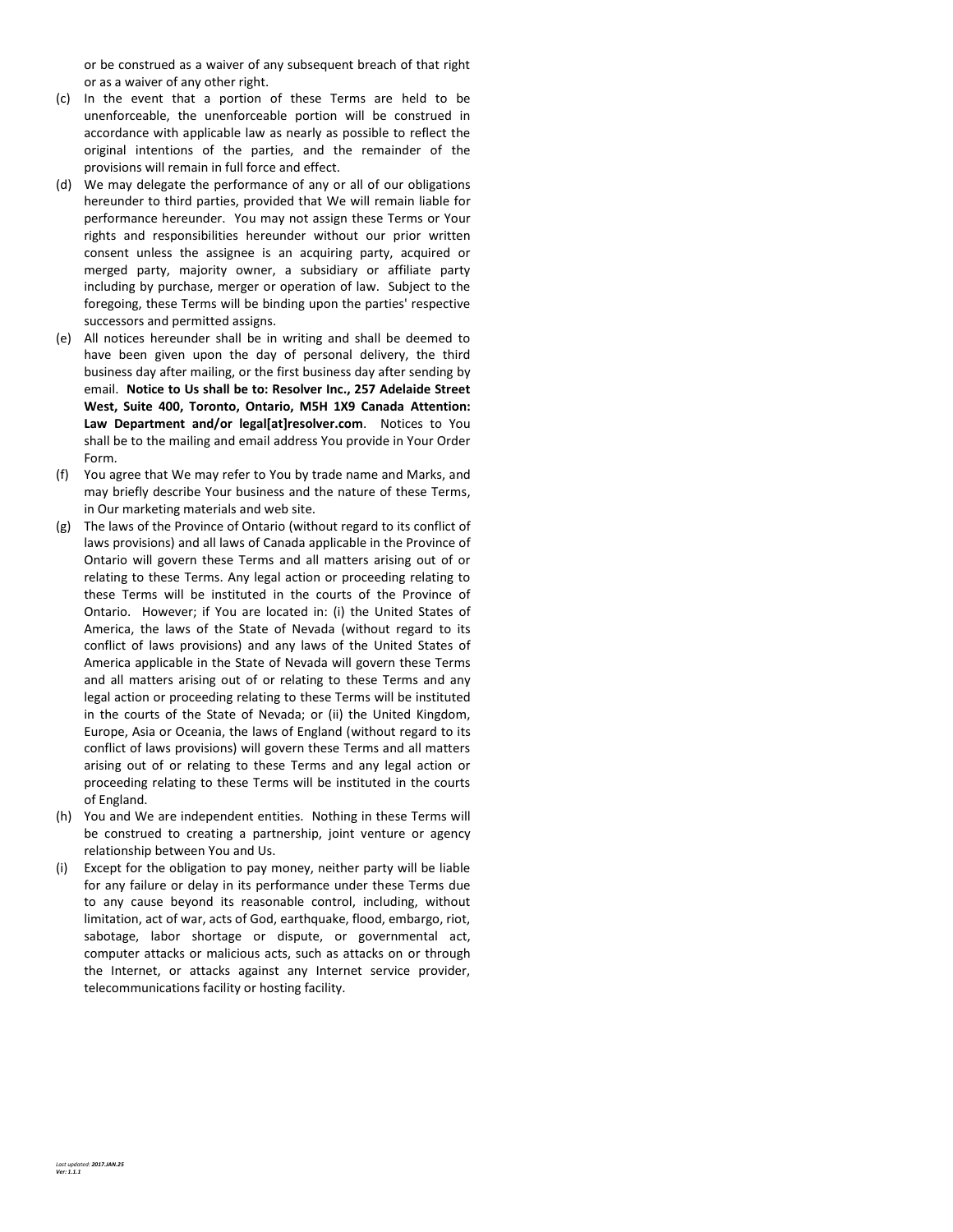or be construed as a waiver of any subsequent breach of that right or as a waiver of any other right.

(c) In the event that a portion of these Terms are held to be unenforceable, the unenforceable portion will be construed in accordance with applicable law as nearly as possible to reflect the original intentions of the parties, and the remainder of the provisions will remain in full force and effect.

(d) We may delegate the performance of any or all of our obligations hereunder to third parties, provided that We will remain liable for performance hereunder. You may not assign these Terms or Your rights and responsibilities hereunder without our prior written consent unless the assignee is an acquiring party, acquired or merged party, majority owner, a subsidiary or affiliate party including by purchase, merger or operation of law. Subject to the foregoing, these Terms will be binding upon the parties' respective successors and permitted assigns.

(e) All notices hereunder shall be in writing and shall be deemed to have been given upon the day of personal delivery, the third business day after mailing, or the first business day after sending by email. **Notice to Us shall be to: Resolver Inc., 257 Adelaide Street West, Suite 400, Toronto, Ontario, M5H 1X9 Canada Attention: Law Department and/or legal[at]resolver.com**. Notices to You shall be to the mailing and email address You provide in Your Order Form.

(f) You agree that We may refer to You by trade name and Marks, and may briefly describe Your business and the nature of these Terms, in Our marketing materials and web site.

(g) The laws of the Province of Ontario (without regard to its conflict of laws provisions) and all laws of Canada applicable in the Province of Ontario will govern these Terms and all matters arising out of or relating to these Terms. Any legal action or proceeding relating to these Terms will be instituted in the courts of the Province of Ontario. However; if You are located in: (i) the United States of America, the laws of the State of Nevada (without regard to its conflict of laws provisions) and any laws of the United States of America applicable in the State of Nevada will govern these Terms and all matters arising out of or relating to these Terms and any legal action or proceeding relating to these Terms will be instituted in the courts of the State of Nevada; or (ii) the United Kingdom, Europe, Asia or Oceania, the laws of England (without regard to its conflict of laws provisions) will govern these Terms and all matters arising out of or relating to these Terms and any legal action or proceeding relating to these Terms will be instituted in the courts of England.

(h) You and We are independent entities. Nothing in these Terms will be construed to creating a partnership, joint venture or agency relationship between You and Us.

(i) Except for the obligation to pay money, neither party will be liable for any failure or delay in its performance under these Terms due to any cause beyond its reasonable control, including, without limitation, act of war, acts of God, earthquake, flood, embargo, riot, sabotage, labor shortage or dispute, or governmental act, computer attacks or malicious acts, such as attacks on or through the Internet, or attacks against any Internet service provider, telecommunications facility or hosting facility.

*Last updated:* ***2017.JAN.25***
***Ver: 1.1.1***